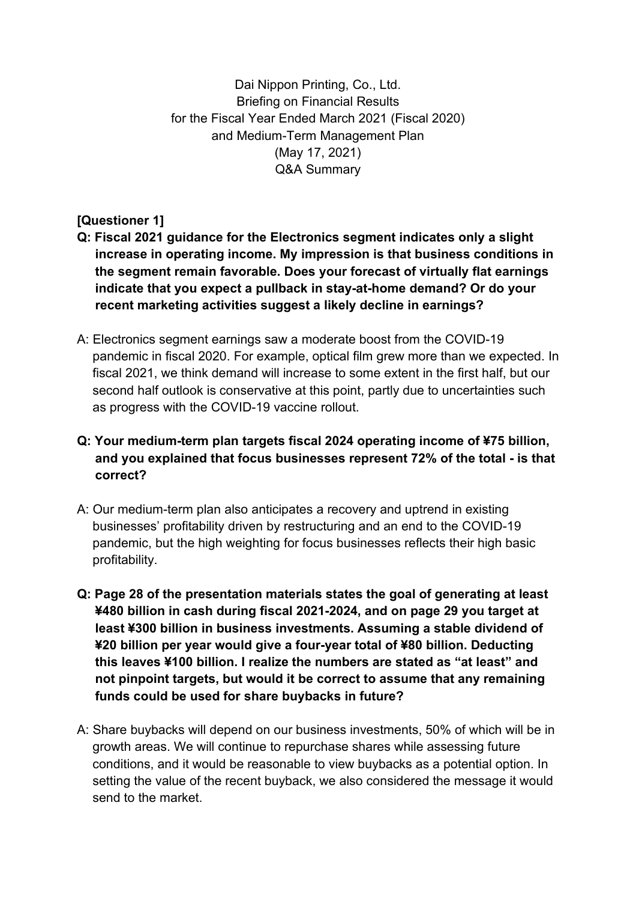Dai Nippon Printing, Co., Ltd.
Briefing on Financial Results
for the Fiscal Year Ended March 2021 (Fiscal 2020)
and Medium-Term Management Plan
(May 17, 2021)
Q&A Summary

**[Questioner 1]**

**Q: Fiscal 2021 guidance for the Electronics segment indicates only a slight increase in operating income. My impression is that business conditions in the segment remain favorable. Does your forecast of virtually flat earnings indicate that you expect a pullback in stay-at-home demand? Or do your recent marketing activities suggest a likely decline in earnings?**

A: Electronics segment earnings saw a moderate boost from the COVID-19 pandemic in fiscal 2020. For example, optical film grew more than we expected. In fiscal 2021, we think demand will increase to some extent in the first half, but our second half outlook is conservative at this point, partly due to uncertainties such as progress with the COVID-19 vaccine rollout.

**Q: Your medium-term plan targets fiscal 2024 operating income of ¥75 billion, and you explained that focus businesses represent 72% of the total - is that correct?**

A: Our medium-term plan also anticipates a recovery and uptrend in existing businesses' profitability driven by restructuring and an end to the COVID-19 pandemic, but the high weighting for focus businesses reflects their high basic profitability.

**Q: Page 28 of the presentation materials states the goal of generating at least ¥480 billion in cash during fiscal 2021-2024, and on page 29 you target at least ¥300 billion in business investments. Assuming a stable dividend of ¥20 billion per year would give a four-year total of ¥80 billion. Deducting this leaves ¥100 billion. I realize the numbers are stated as "at least" and not pinpoint targets, but would it be correct to assume that any remaining funds could be used for share buybacks in future?**

A: Share buybacks will depend on our business investments, 50% of which will be in growth areas. We will continue to repurchase shares while assessing future conditions, and it would be reasonable to view buybacks as a potential option. In setting the value of the recent buyback, we also considered the message it would send to the market.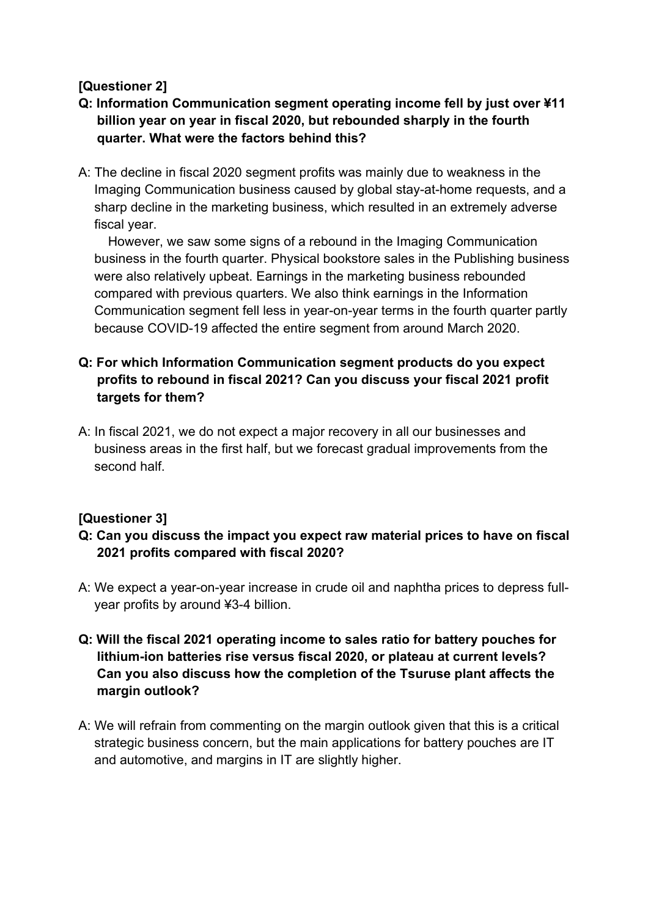**[Questioner 2]**

**Q: Information Communication segment operating income fell by just over ¥11 billion year on year in fiscal 2020, but rebounded sharply in the fourth quarter. What were the factors behind this?**

A: The decline in fiscal 2020 segment profits was mainly due to weakness in the Imaging Communication business caused by global stay-at-home requests, and a sharp decline in the marketing business, which resulted in an extremely adverse fiscal year.

However, we saw some signs of a rebound in the Imaging Communication business in the fourth quarter. Physical bookstore sales in the Publishing business were also relatively upbeat. Earnings in the marketing business rebounded compared with previous quarters. We also think earnings in the Information Communication segment fell less in year-on-year terms in the fourth quarter partly because COVID-19 affected the entire segment from around March 2020.

**Q: For which Information Communication segment products do you expect profits to rebound in fiscal 2021? Can you discuss your fiscal 2021 profit targets for them?**

A: In fiscal 2021, we do not expect a major recovery in all our businesses and business areas in the first half, but we forecast gradual improvements from the second half.

**[Questioner 3]**

**Q: Can you discuss the impact you expect raw material prices to have on fiscal 2021 profits compared with fiscal 2020?**

A: We expect a year-on-year increase in crude oil and naphtha prices to depress full-year profits by around ¥3-4 billion.

**Q: Will the fiscal 2021 operating income to sales ratio for battery pouches for lithium-ion batteries rise versus fiscal 2020, or plateau at current levels? Can you also discuss how the completion of the Tsuruse plant affects the margin outlook?**

A: We will refrain from commenting on the margin outlook given that this is a critical strategic business concern, but the main applications for battery pouches are IT and automotive, and margins in IT are slightly higher.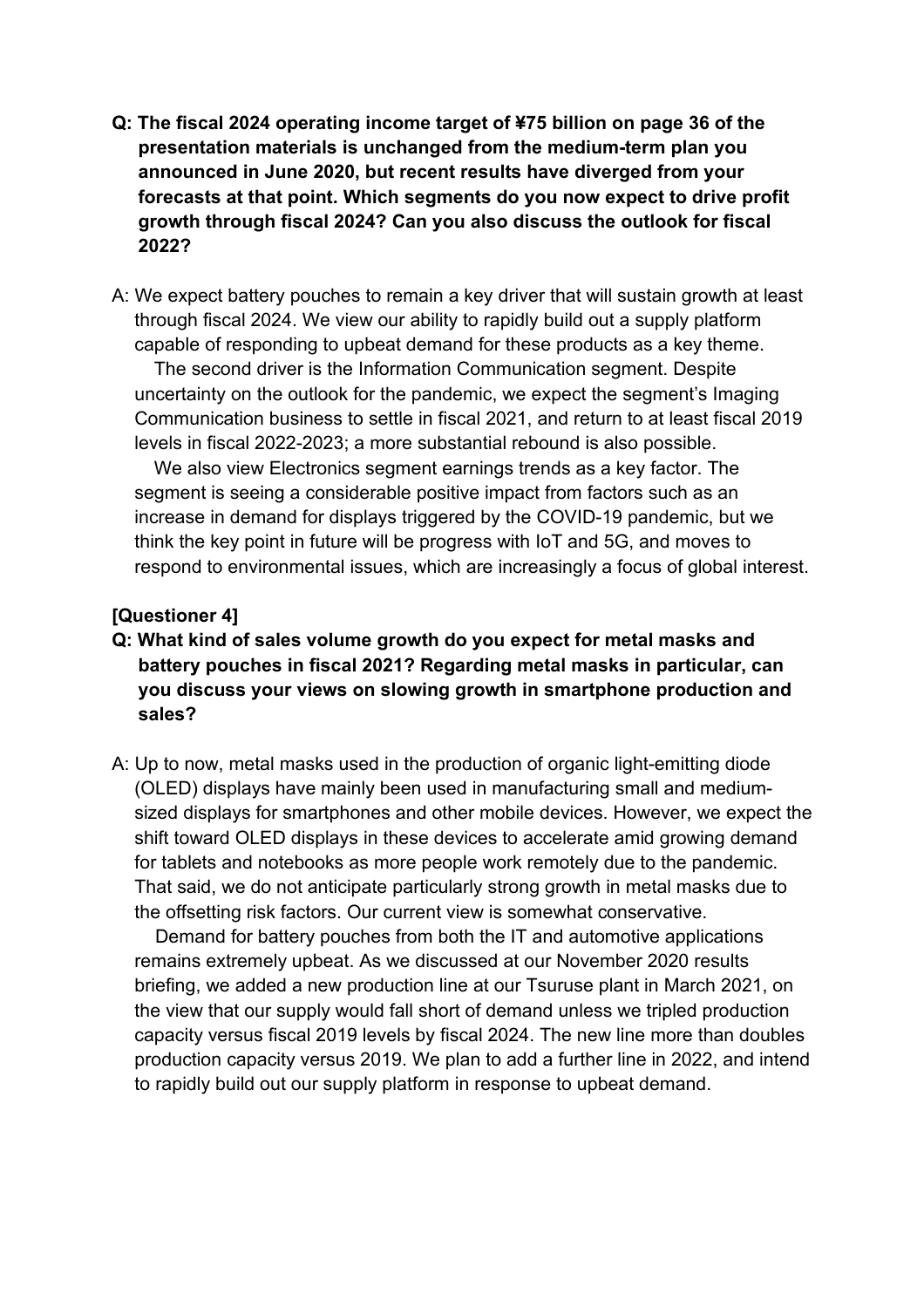**Q: The fiscal 2024 operating income target of ¥75 billion on page 36 of the presentation materials is unchanged from the medium-term plan you announced in June 2020, but recent results have diverged from your forecasts at that point. Which segments do you now expect to drive profit growth through fiscal 2024? Can you also discuss the outlook for fiscal 2022?**

A: We expect battery pouches to remain a key driver that will sustain growth at least through fiscal 2024. We view our ability to rapidly build out a supply platform capable of responding to upbeat demand for these products as a key theme.

The second driver is the Information Communication segment. Despite uncertainty on the outlook for the pandemic, we expect the segment's Imaging Communication business to settle in fiscal 2021, and return to at least fiscal 2019 levels in fiscal 2022-2023; a more substantial rebound is also possible.

We also view Electronics segment earnings trends as a key factor. The segment is seeing a considerable positive impact from factors such as an increase in demand for displays triggered by the COVID-19 pandemic, but we think the key point in future will be progress with IoT and 5G, and moves to respond to environmental issues, which are increasingly a focus of global interest.

**[Questioner 4]**

**Q: What kind of sales volume growth do you expect for metal masks and battery pouches in fiscal 2021? Regarding metal masks in particular, can you discuss your views on slowing growth in smartphone production and sales?**

A: Up to now, metal masks used in the production of organic light-emitting diode (OLED) displays have mainly been used in manufacturing small and medium-sized displays for smartphones and other mobile devices. However, we expect the shift toward OLED displays in these devices to accelerate amid growing demand for tablets and notebooks as more people work remotely due to the pandemic. That said, we do not anticipate particularly strong growth in metal masks due to the offsetting risk factors. Our current view is somewhat conservative.

Demand for battery pouches from both the IT and automotive applications remains extremely upbeat. As we discussed at our November 2020 results briefing, we added a new production line at our Tsuruse plant in March 2021, on the view that our supply would fall short of demand unless we tripled production capacity versus fiscal 2019 levels by fiscal 2024. The new line more than doubles production capacity versus 2019. We plan to add a further line in 2022, and intend to rapidly build out our supply platform in response to upbeat demand.